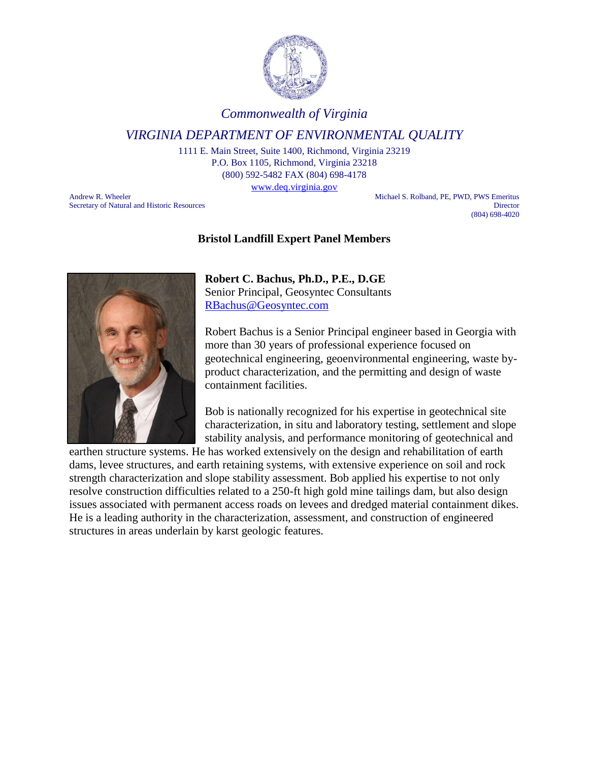*Commonwealth of Virginia*

*VIRGINIA DEPARTMENT OF ENVIRONMENTAL QUALITY*

1111 E. Main Street, Suite 1400, Richmond, Virginia 23219
P.O. Box 1105, Richmond, Virginia 23218
(800) 592-5482 FAX (804) 698-4178
www.deq.virginia.gov

Andrew R. Wheeler
Secretary of Natural and Historic Resources

Michael S. Rolband, PE, PWD, PWS Emeritus
Director
(804) 698-4020

## Bristol Landfill Expert Panel Members

**Robert C. Bachus, Ph.D., P.E., D.GE**
Senior Principal, Geosyntec Consultants
RBachus@Geosyntec.com

Robert Bachus is a Senior Principal engineer based in Georgia with more than 30 years of professional experience focused on geotechnical engineering, geoenvironmental engineering, waste by-product characterization, and the permitting and design of waste containment facilities.

Bob is nationally recognized for his expertise in geotechnical site characterization, in situ and laboratory testing, settlement and slope stability analysis, and performance monitoring of geotechnical and earthen structure systems. He has worked extensively on the design and rehabilitation of earth dams, levee structures, and earth retaining systems, with extensive experience on soil and rock strength characterization and slope stability assessment. Bob applied his expertise to not only resolve construction difficulties related to a 250-ft high gold mine tailings dam, but also design issues associated with permanent access roads on levees and dredged material containment dikes. He is a leading authority in the characterization, assessment, and construction of engineered structures in areas underlain by karst geologic features.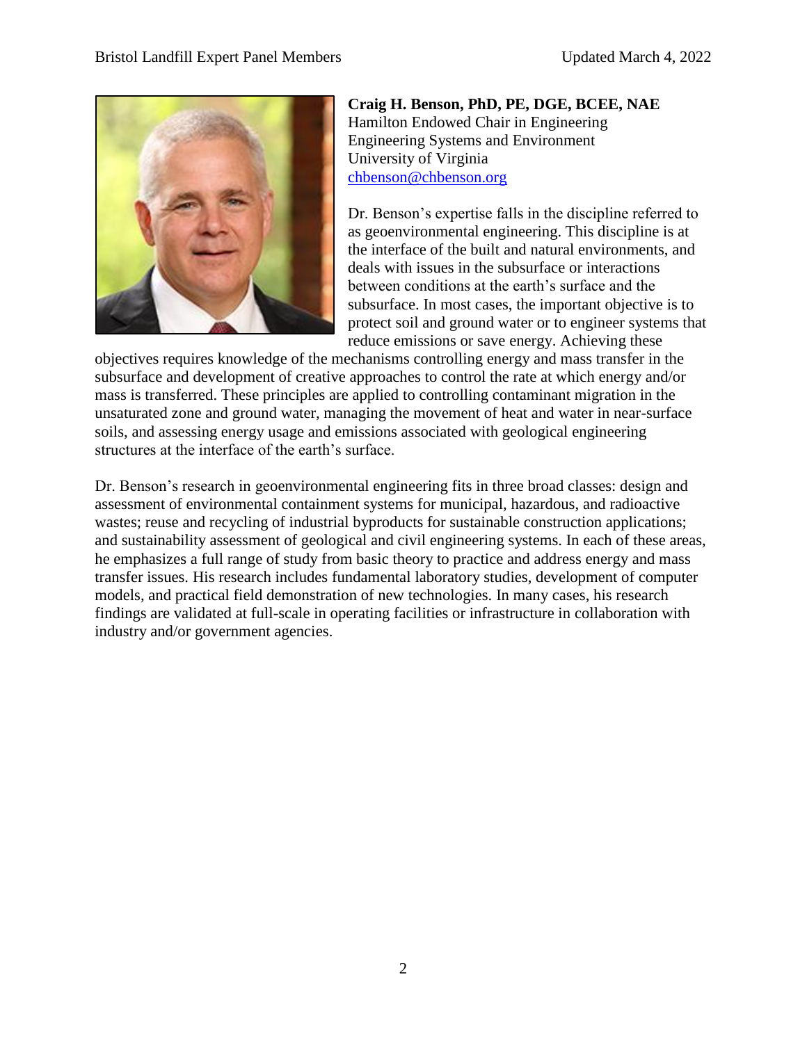**Craig H. Benson, PhD, PE, DGE, BCEE, NAE**
Hamilton Endowed Chair in Engineering
Engineering Systems and Environment
University of Virginia
chbenson@chbenson.org

Dr. Benson's expertise falls in the discipline referred to as geoenvironmental engineering. This discipline is at the interface of the built and natural environments, and deals with issues in the subsurface or interactions between conditions at the earth's surface and the subsurface. In most cases, the important objective is to protect soil and ground water or to engineer systems that reduce emissions or save energy. Achieving these objectives requires knowledge of the mechanisms controlling energy and mass transfer in the subsurface and development of creative approaches to control the rate at which energy and/or mass is transferred. These principles are applied to controlling contaminant migration in the unsaturated zone and ground water, managing the movement of heat and water in near-surface soils, and assessing energy usage and emissions associated with geological engineering structures at the interface of the earth's surface.

Dr. Benson's research in geoenvironmental engineering fits in three broad classes: design and assessment of environmental containment systems for municipal, hazardous, and radioactive wastes; reuse and recycling of industrial byproducts for sustainable construction applications; and sustainability assessment of geological and civil engineering systems. In each of these areas, he emphasizes a full range of study from basic theory to practice and address energy and mass transfer issues. His research includes fundamental laboratory studies, development of computer models, and practical field demonstration of new technologies. In many cases, his research findings are validated at full-scale in operating facilities or infrastructure in collaboration with industry and/or government agencies.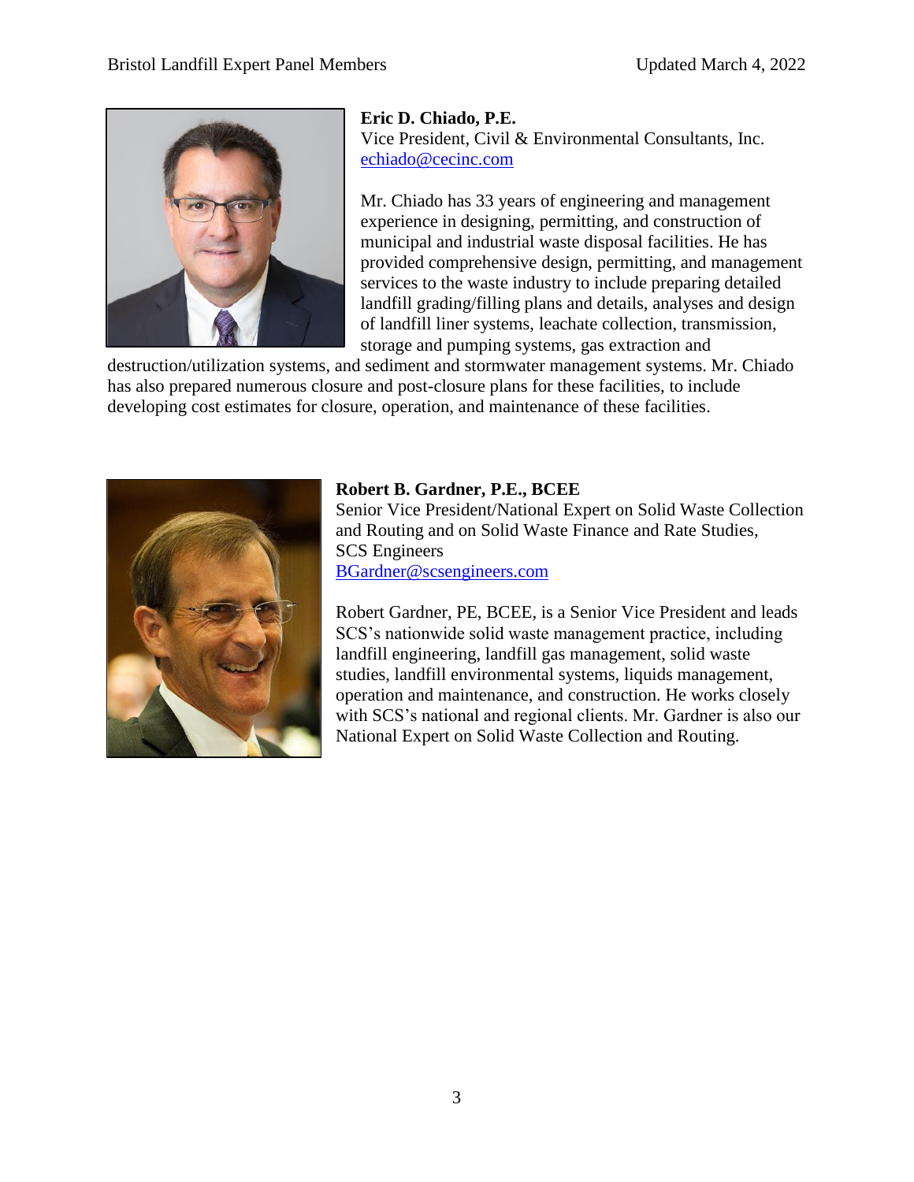**Eric D. Chiado, P.E.**
Vice President, Civil & Environmental Consultants, Inc.
echiado@cecinc.com

Mr. Chiado has 33 years of engineering and management experience in designing, permitting, and construction of municipal and industrial waste disposal facilities. He has provided comprehensive design, permitting, and management services to the waste industry to include preparing detailed landfill grading/filling plans and details, analyses and design of landfill liner systems, leachate collection, transmission, storage and pumping systems, gas extraction and destruction/utilization systems, and sediment and stormwater management systems. Mr. Chiado has also prepared numerous closure and post-closure plans for these facilities, to include developing cost estimates for closure, operation, and maintenance of these facilities.

**Robert B. Gardner, P.E., BCEE**
Senior Vice President/National Expert on Solid Waste Collection and Routing and on Solid Waste Finance and Rate Studies, SCS Engineers
BGardner@scsengineers.com

Robert Gardner, PE, BCEE, is a Senior Vice President and leads SCS's nationwide solid waste management practice, including landfill engineering, landfill gas management, solid waste studies, landfill environmental systems, liquids management, operation and maintenance, and construction. He works closely with SCS's national and regional clients. Mr. Gardner is also our National Expert on Solid Waste Collection and Routing.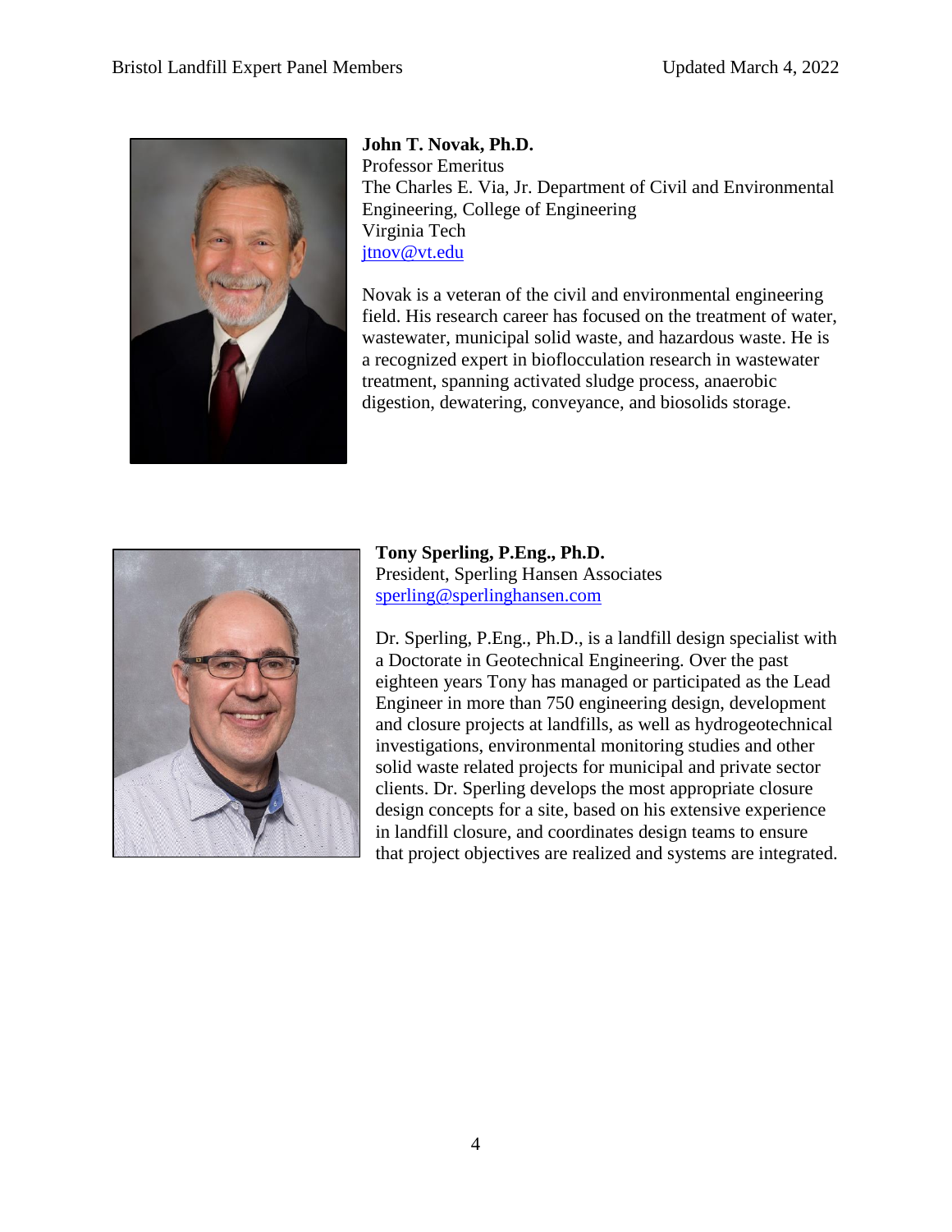**John T. Novak, Ph.D.**
Professor Emeritus
The Charles E. Via, Jr. Department of Civil and Environmental Engineering, College of Engineering
Virginia Tech
jtnov@vt.edu

Novak is a veteran of the civil and environmental engineering field. His research career has focused on the treatment of water, wastewater, municipal solid waste, and hazardous waste. He is a recognized expert in bioflocculation research in wastewater treatment, spanning activated sludge process, anaerobic digestion, dewatering, conveyance, and biosolids storage.

**Tony Sperling, P.Eng., Ph.D.**
President, Sperling Hansen Associates
sperling@sperlinghansen.com

Dr. Sperling, P.Eng., Ph.D., is a landfill design specialist with a Doctorate in Geotechnical Engineering. Over the past eighteen years Tony has managed or participated as the Lead Engineer in more than 750 engineering design, development and closure projects at landfills, as well as hydrogeotechnical investigations, environmental monitoring studies and other solid waste related projects for municipal and private sector clients. Dr. Sperling develops the most appropriate closure design concepts for a site, based on his extensive experience in landfill closure, and coordinates design teams to ensure that project objectives are realized and systems are integrated.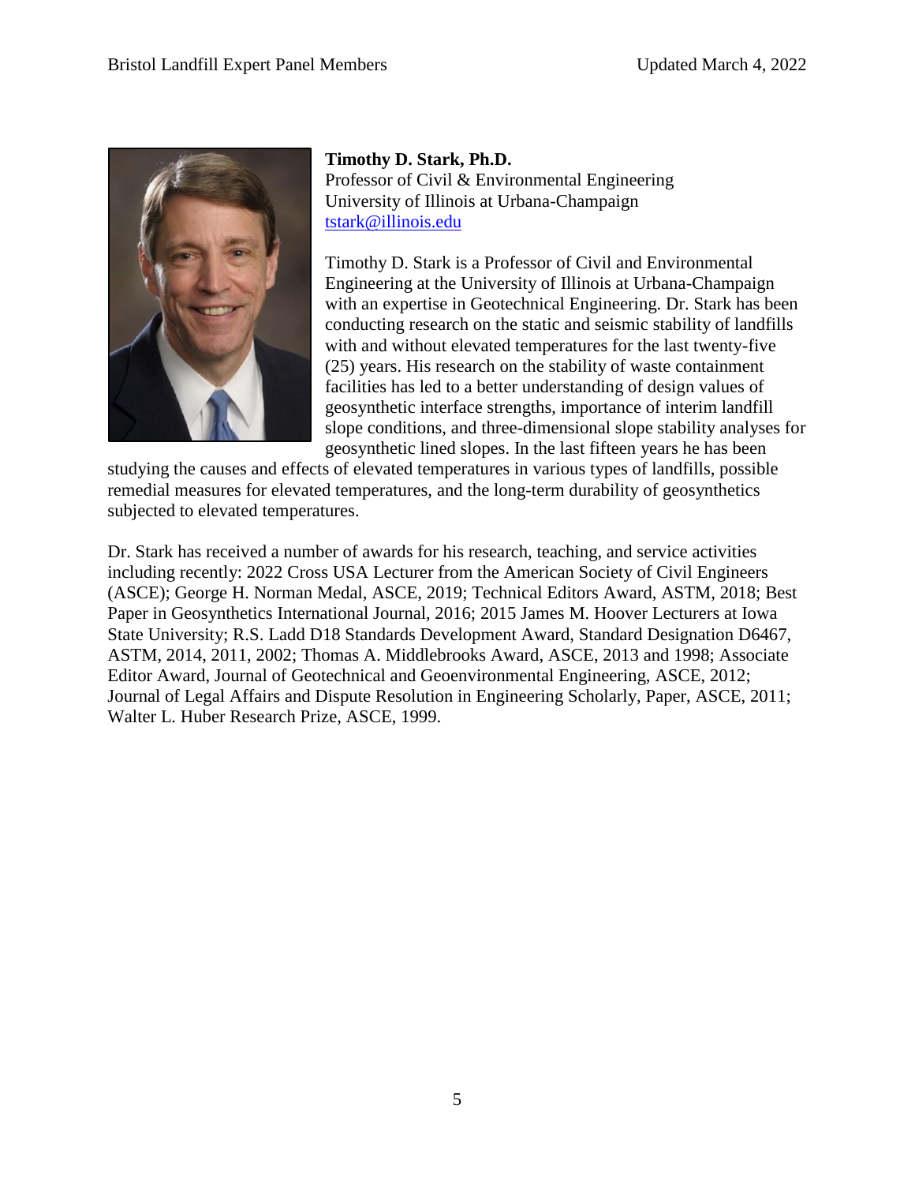**Timothy D. Stark, Ph.D.**
Professor of Civil & Environmental Engineering
University of Illinois at Urbana-Champaign
tstark@illinois.edu

Timothy D. Stark is a Professor of Civil and Environmental Engineering at the University of Illinois at Urbana-Champaign with an expertise in Geotechnical Engineering. Dr. Stark has been conducting research on the static and seismic stability of landfills with and without elevated temperatures for the last twenty-five (25) years. His research on the stability of waste containment facilities has led to a better understanding of design values of geosynthetic interface strengths, importance of interim landfill slope conditions, and three-dimensional slope stability analyses for geosynthetic lined slopes. In the last fifteen years he has been studying the causes and effects of elevated temperatures in various types of landfills, possible remedial measures for elevated temperatures, and the long-term durability of geosynthetics subjected to elevated temperatures.

Dr. Stark has received a number of awards for his research, teaching, and service activities including recently: 2022 Cross USA Lecturer from the American Society of Civil Engineers (ASCE); George H. Norman Medal, ASCE, 2019; Technical Editors Award, ASTM, 2018; Best Paper in Geosynthetics International Journal, 2016; 2015 James M. Hoover Lecturers at Iowa State University; R.S. Ladd D18 Standards Development Award, Standard Designation D6467, ASTM, 2014, 2011, 2002; Thomas A. Middlebrooks Award, ASCE, 2013 and 1998; Associate Editor Award, Journal of Geotechnical and Geoenvironmental Engineering, ASCE, 2012; Journal of Legal Affairs and Dispute Resolution in Engineering Scholarly, Paper, ASCE, 2011; Walter L. Huber Research Prize, ASCE, 1999.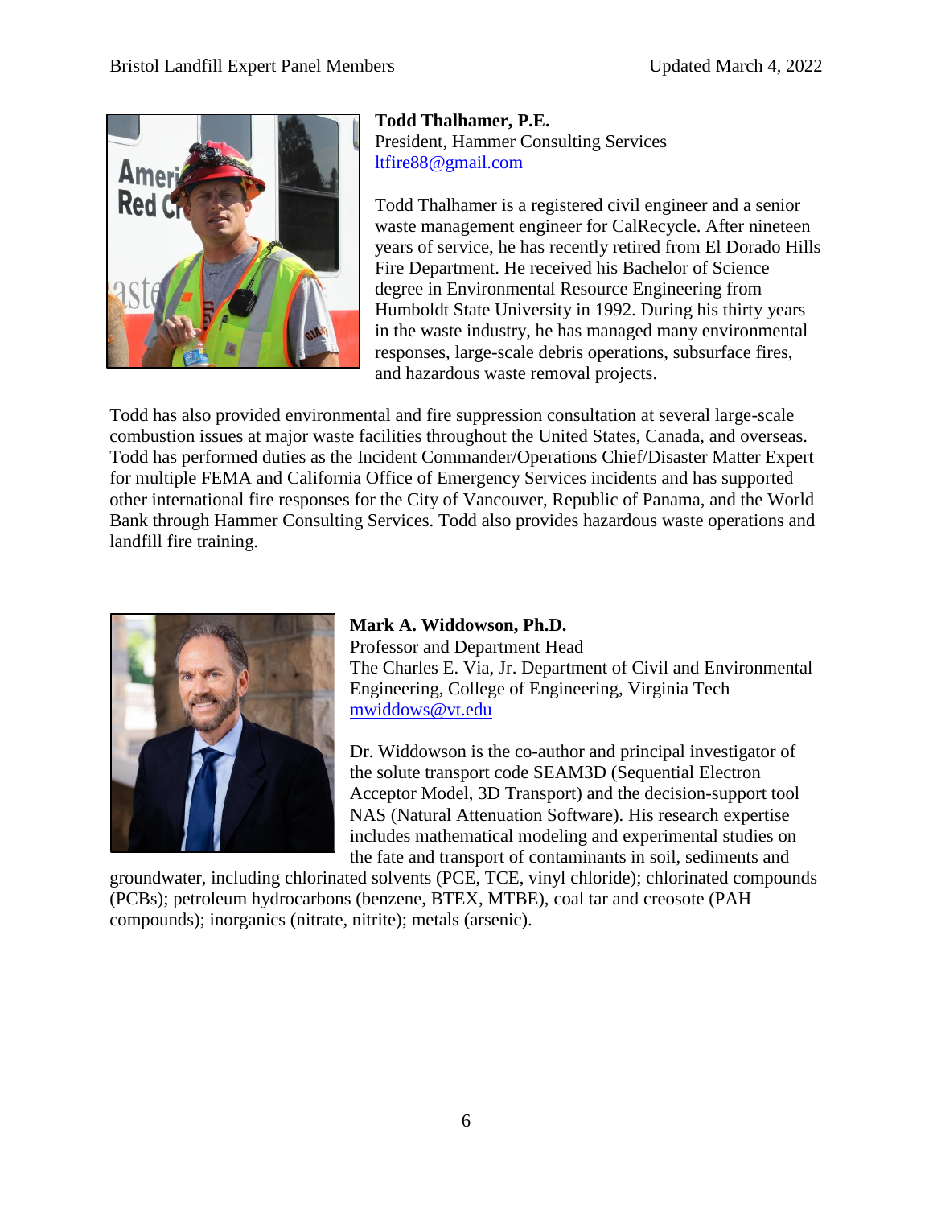**Todd Thalhamer, P.E.**
President, Hammer Consulting Services
ltfire88@gmail.com

Todd Thalhamer is a registered civil engineer and a senior waste management engineer for CalRecycle. After nineteen years of service, he has recently retired from El Dorado Hills Fire Department. He received his Bachelor of Science degree in Environmental Resource Engineering from Humboldt State University in 1992. During his thirty years in the waste industry, he has managed many environmental responses, large-scale debris operations, subsurface fires, and hazardous waste removal projects.

Todd has also provided environmental and fire suppression consultation at several large-scale combustion issues at major waste facilities throughout the United States, Canada, and overseas. Todd has performed duties as the Incident Commander/Operations Chief/Disaster Matter Expert for multiple FEMA and California Office of Emergency Services incidents and has supported other international fire responses for the City of Vancouver, Republic of Panama, and the World Bank through Hammer Consulting Services. Todd also provides hazardous waste operations and landfill fire training.

**Mark A. Widdowson, Ph.D.**
Professor and Department Head
The Charles E. Via, Jr. Department of Civil and Environmental Engineering, College of Engineering, Virginia Tech
mwiddows@vt.edu

Dr. Widdowson is the co-author and principal investigator of the solute transport code SEAM3D (Sequential Electron Acceptor Model, 3D Transport) and the decision-support tool NAS (Natural Attenuation Software). His research expertise includes mathematical modeling and experimental studies on the fate and transport of contaminants in soil, sediments and groundwater, including chlorinated solvents (PCE, TCE, vinyl chloride); chlorinated compounds (PCBs); petroleum hydrocarbons (benzene, BTEX, MTBE), coal tar and creosote (PAH compounds); inorganics (nitrate, nitrite); metals (arsenic).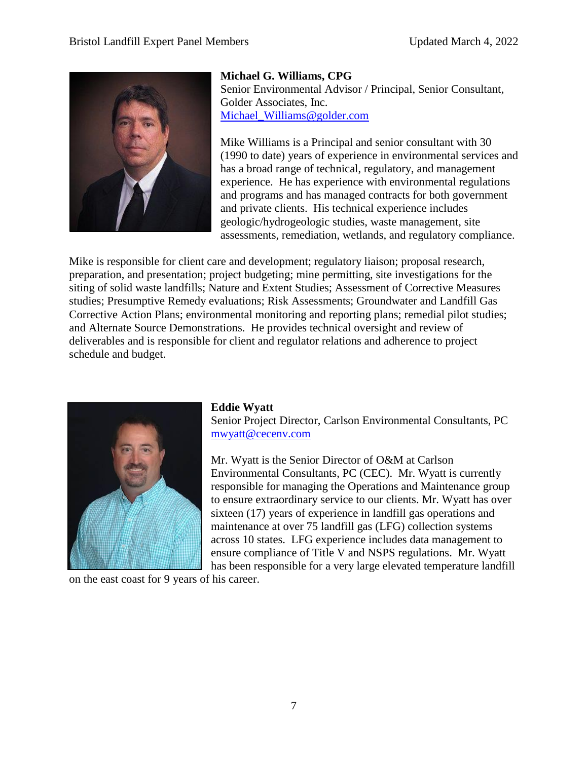**Michael G. Williams, CPG**
Senior Environmental Advisor / Principal, Senior Consultant, Golder Associates, Inc.
Michael_Williams@golder.com

Mike Williams is a Principal and senior consultant with 30 (1990 to date) years of experience in environmental services and has a broad range of technical, regulatory, and management experience. He has experience with environmental regulations and programs and has managed contracts for both government and private clients. His technical experience includes geologic/hydrogeologic studies, waste management, site assessments, remediation, wetlands, and regulatory compliance.

Mike is responsible for client care and development; regulatory liaison; proposal research, preparation, and presentation; project budgeting; mine permitting, site investigations for the siting of solid waste landfills; Nature and Extent Studies; Assessment of Corrective Measures studies; Presumptive Remedy evaluations; Risk Assessments; Groundwater and Landfill Gas Corrective Action Plans; environmental monitoring and reporting plans; remedial pilot studies; and Alternate Source Demonstrations. He provides technical oversight and review of deliverables and is responsible for client and regulator relations and adherence to project schedule and budget.

**Eddie Wyatt**
Senior Project Director, Carlson Environmental Consultants, PC
mwyatt@cecenv.com

Mr. Wyatt is the Senior Director of O&M at Carlson Environmental Consultants, PC (CEC). Mr. Wyatt is currently responsible for managing the Operations and Maintenance group to ensure extraordinary service to our clients. Mr. Wyatt has over sixteen (17) years of experience in landfill gas operations and maintenance at over 75 landfill gas (LFG) collection systems across 10 states. LFG experience includes data management to ensure compliance of Title V and NSPS regulations. Mr. Wyatt has been responsible for a very large elevated temperature landfill on the east coast for 9 years of his career.